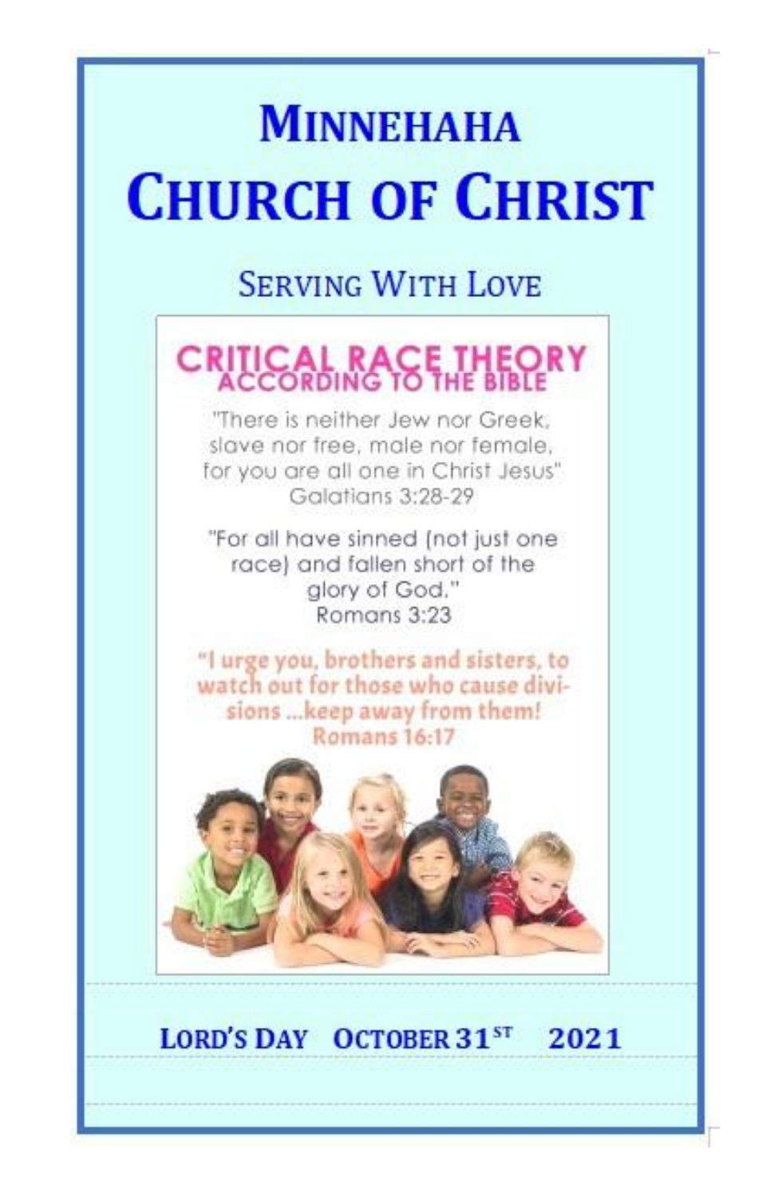# MINNEHAHA

# CHURCH OF CHRIST

## SERVING WITH LOVE

## CRITICAL RACE THEORY
### ACCORDING TO THE BIBLE

"There is neither Jew nor Greek, slave nor free, male nor female, for you are all one in Christ Jesus"
Galatians 3:28-29

"For all have sinned (not just one race) and fallen short of the glory of God."
Romans 3:23

**"I urge you, brothers and sisters, to watch out for those who cause divisions ...keep away from them!**
**Romans 16:17**

**LORD'S DAY OCTOBER 31ST 2021**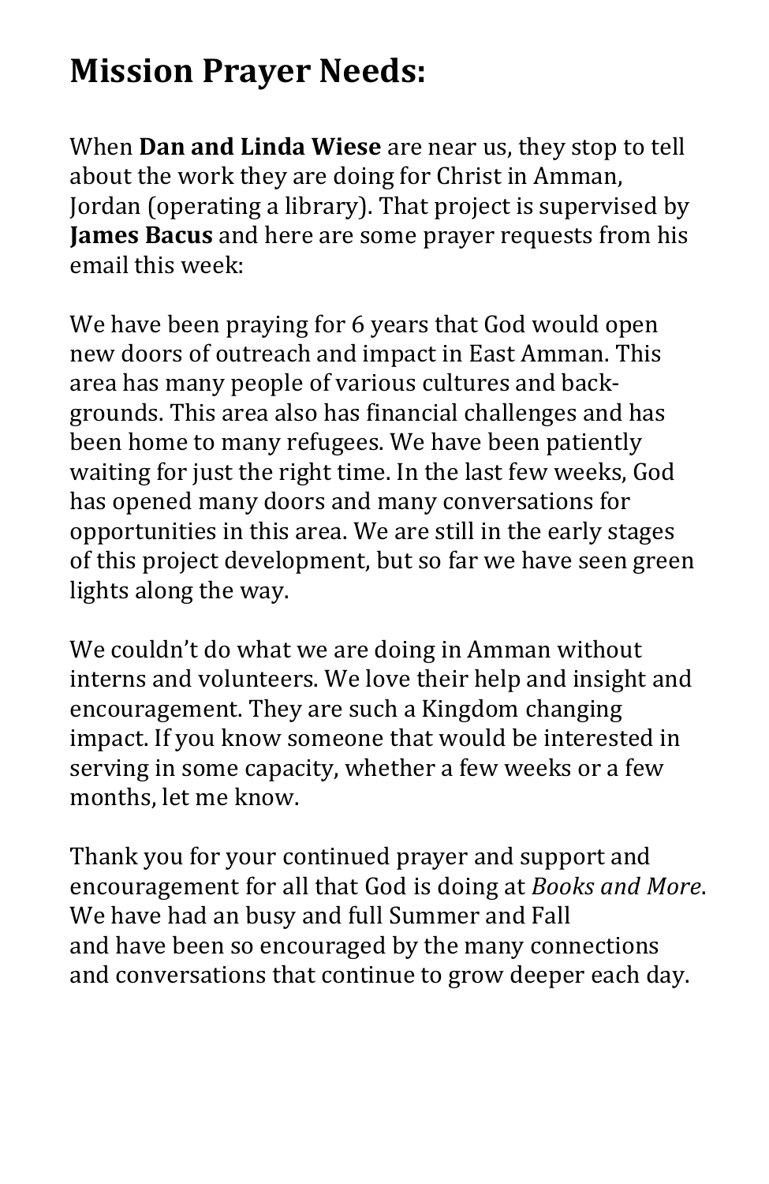# Mission Prayer Needs:

When **Dan and Linda Wiese** are near us, they stop to tell about the work they are doing for Christ in Amman, Jordan (operating a library). That project is supervised by **James Bacus** and here are some prayer requests from his email this week:

We have been praying for 6 years that God would open new doors of outreach and impact in East Amman. This area has many people of various cultures and back-grounds. This area also has financial challenges and has been home to many refugees. We have been patiently waiting for just the right time. In the last few weeks, God has opened many doors and many conversations for opportunities in this area. We are still in the early stages of this project development, but so far we have seen green lights along the way.

We couldn't do what we are doing in Amman without interns and volunteers. We love their help and insight and encouragement. They are such a Kingdom changing impact. If you know someone that would be interested in serving in some capacity, whether a few weeks or a few months, let me know.

Thank you for your continued prayer and support and encouragement for all that God is doing at *Books and More*. We have had an busy and full Summer and Fall and have been so encouraged by the many connections and conversations that continue to grow deeper each day.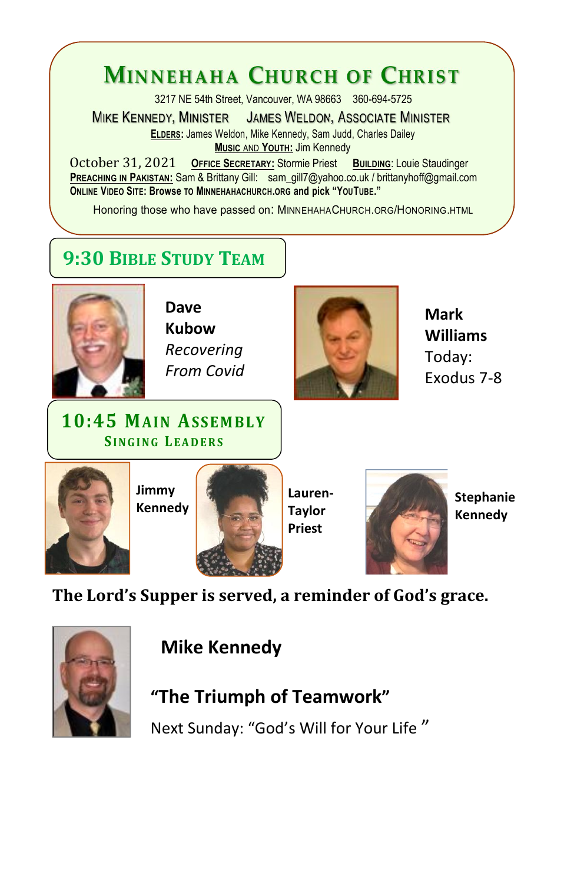# Minnehaha Church of Christ

3217 NE 54th Street, Vancouver, WA 98663    360-694-5725

Mike Kennedy, Minister    James Weldon, Associate Minister

**Elders:** James Weldon, Mike Kennedy, Sam Judd, Charles Dailey

**Music and Youth:** Jim Kennedy

October 31, 2021    **Office Secretary:** Stormie Priest    **Building:** Louie Staudinger

**Preaching in Pakistan:** Sam & Brittany Gill:    sam_gill7@yahoo.co.uk / brittanyhoff@gmail.com

**Online Video Site: Browse to Minnehahachurch.org and pick "YouTube."**

Honoring those who have passed on: MinnehahaChurch.org/Honoring.html

## 9:30 Bible Study Team

**Dave Kubow**
*Recovering From Covid*

**Mark Williams**
Today: Exodus 7-8

## 10:45 Main Assembly

### Singing Leaders

**Jimmy Kennedy**

**Lauren-Taylor Priest**

**Stephanie Kennedy**

**The Lord's Supper is served, a reminder of God's grace.**

**Mike Kennedy**

**"The Triumph of Teamwork"**

Next Sunday: "God's Will for Your Life"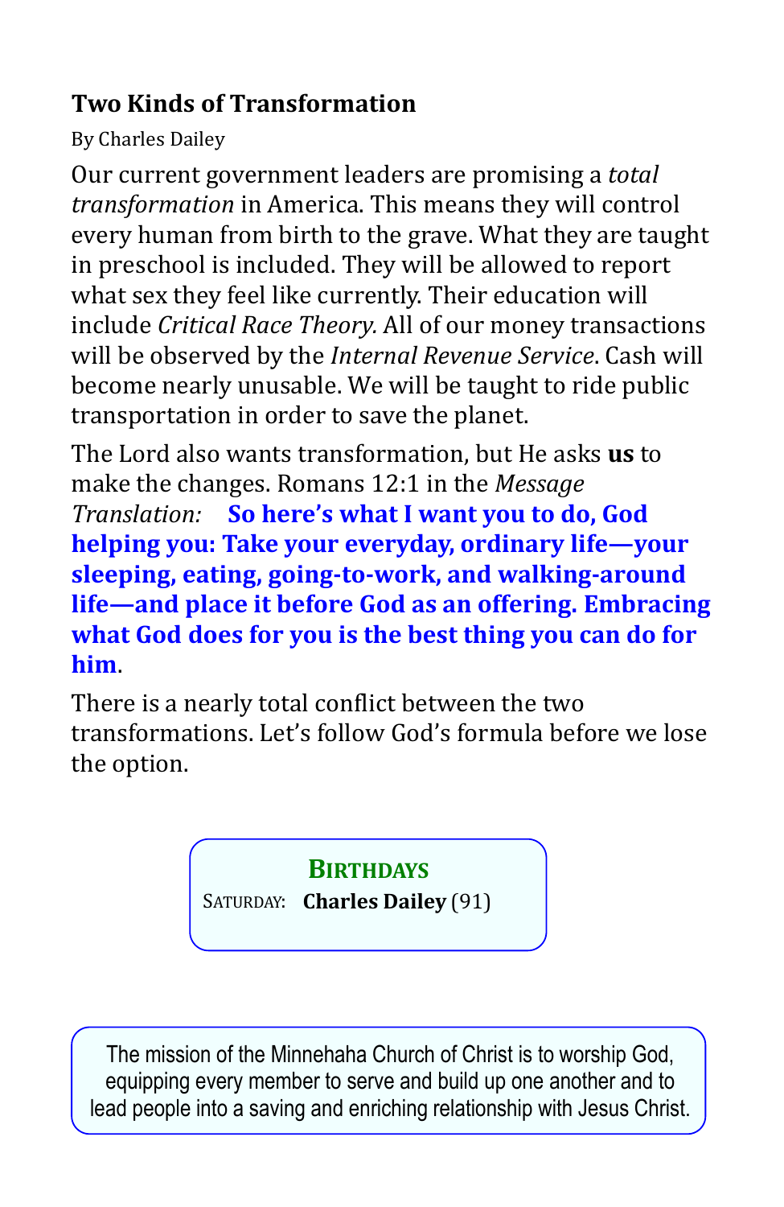## Two Kinds of Transformation

By Charles Dailey

Our current government leaders are promising a *total transformation* in America. This means they will control every human from birth to the grave. What they are taught in preschool is included. They will be allowed to report what sex they feel like currently. Their education will include *Critical Race Theory.* All of our money transactions will be observed by the *Internal Revenue Service*. Cash will become nearly unusable. We will be taught to ride public transportation in order to save the planet.

The Lord also wants transformation, but He asks **us** to make the changes. Romans 12:1 in the *Message Translation:* **So here's what I want you to do, God helping you: Take your everyday, ordinary life—your sleeping, eating, going-to-work, and walking-around life—and place it before God as an offering. Embracing what God does for you is the best thing you can do for him**.

There is a nearly total conflict between the two transformations. Let's follow God's formula before we lose the option.

**BIRTHDAYS**

SATURDAY: **Charles Dailey** (91)

The mission of the Minnehaha Church of Christ is to worship God, equipping every member to serve and build up one another and to lead people into a saving and enriching relationship with Jesus Christ.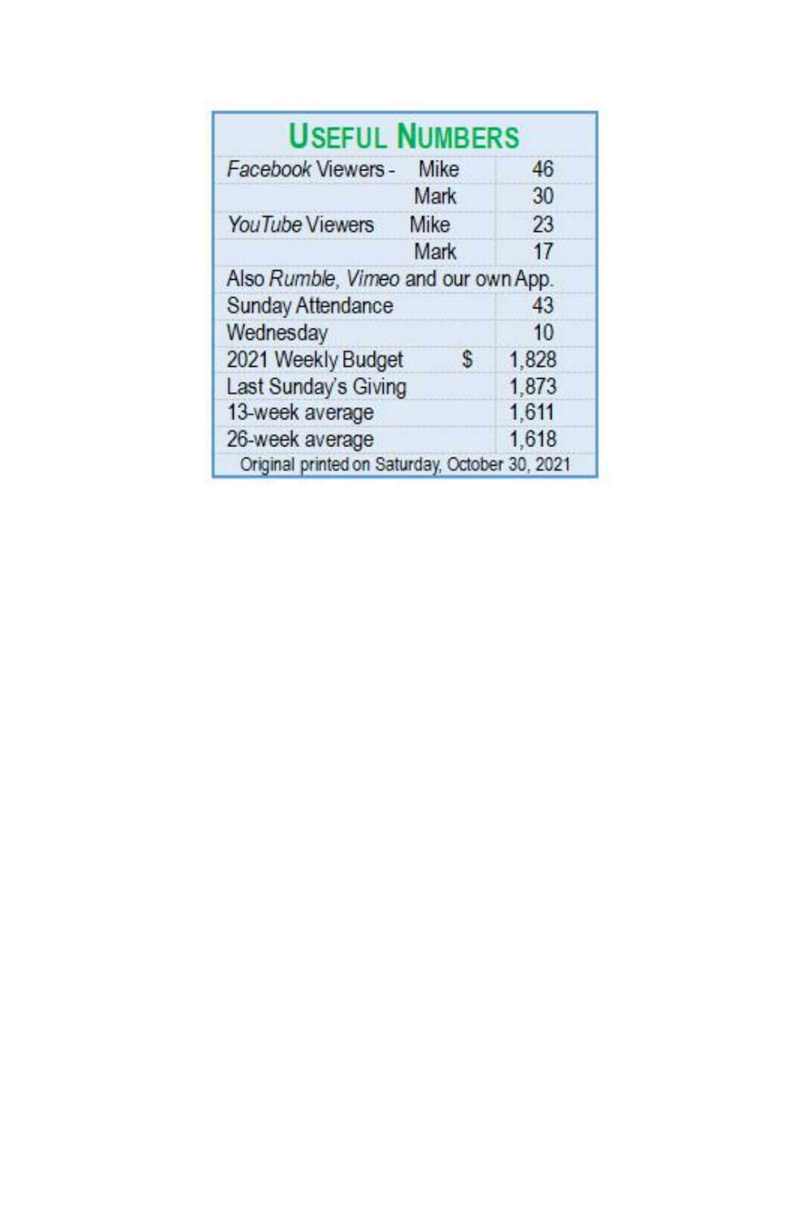## Useful Numbers

| | | |
|---|---|---|
| *Facebook* Viewers - | Mike | 46 |
| | Mark | 30 |
| *YouTube* Viewers | Mike | 23 |
| | Mark | 17 |
| Also *Rumble*, *Vimeo* and our own App. | | |
| Sunday Attendance | | 43 |
| Wednesday | | 10 |
| 2021 Weekly Budget | $ | 1,828 |
| Last Sunday's Giving | | 1,873 |
| 13-week average | | 1,611 |
| 26-week average | | 1,618 |
| Original printed on Saturday, October 30, 2021 | | |